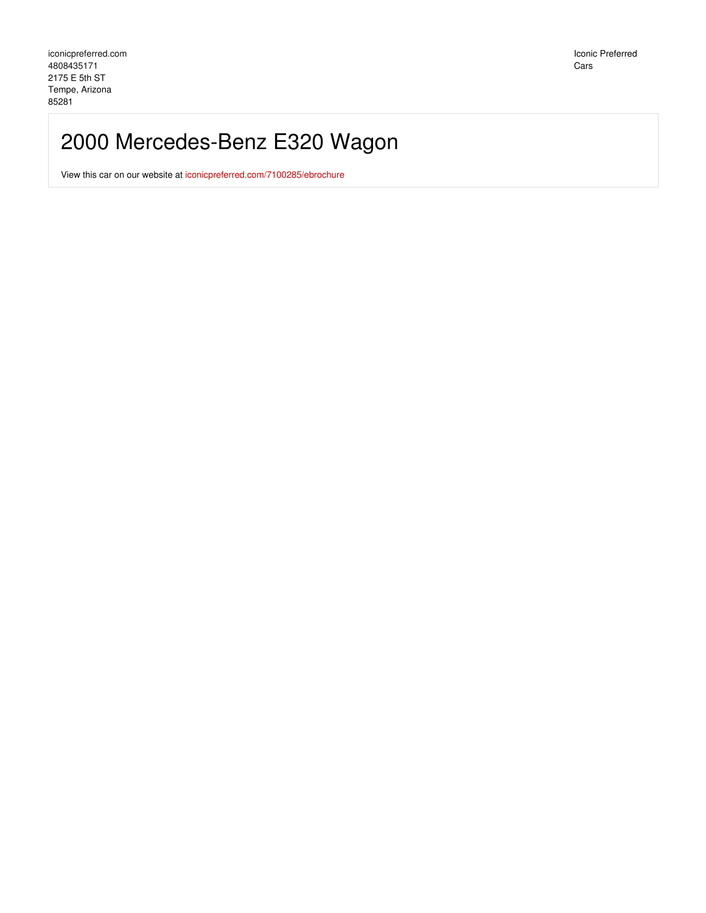iconicpreferred.com
4808435171
2175 E 5th ST
Tempe, Arizona
85281

Iconic Preferred Cars

# 2000 Mercedes-Benz E320 Wagon

View this car on our website at iconicpreferred.com/7100285/ebrochure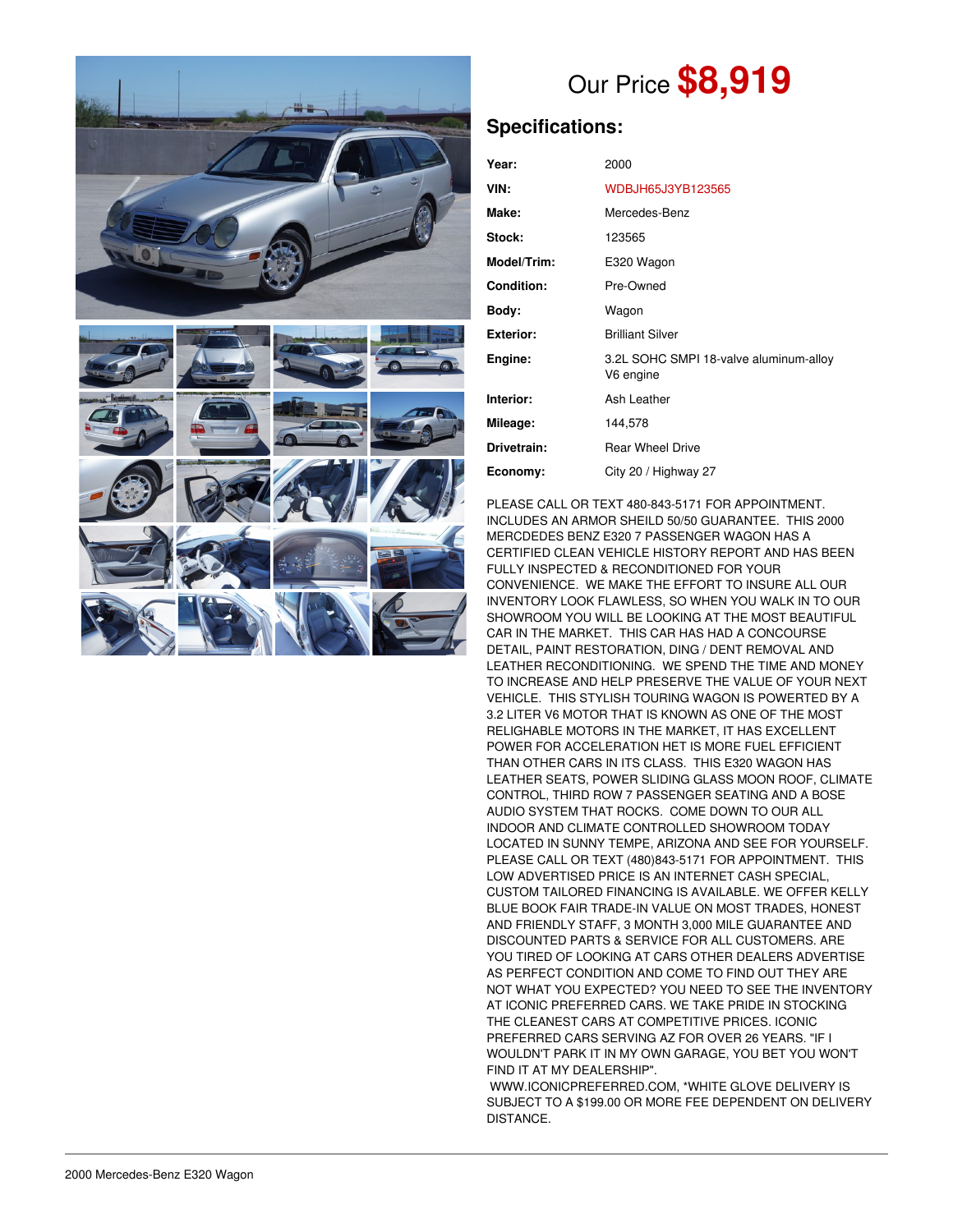# Our Price **$8,919**

## Specifications:

| | |
|---|---|
| **Year:** | 2000 |
| **VIN:** | WDBJH65J3YB123565 |
| **Make:** | Mercedes-Benz |
| **Stock:** | 123565 |
| **Model/Trim:** | E320 Wagon |
| **Condition:** | Pre-Owned |
| **Body:** | Wagon |
| **Exterior:** | Brilliant Silver |
| **Engine:** | 3.2L SOHC SMPI 18-valve aluminum-alloy V6 engine |
| **Interior:** | Ash Leather |
| **Mileage:** | 144,578 |
| **Drivetrain:** | Rear Wheel Drive |
| **Economy:** | City 20 / Highway 27 |

PLEASE CALL OR TEXT 480-843-5171 FOR APPOINTMENT. INCLUDES AN ARMOR SHEILD 50/50 GUARANTEE. THIS 2000 MERCDEDES BENZ E320 7 PASSENGER WAGON HAS A CERTIFIED CLEAN VEHICLE HISTORY REPORT AND HAS BEEN FULLY INSPECTED & RECONDITIONED FOR YOUR CONVENIENCE. WE MAKE THE EFFORT TO INSURE ALL OUR INVENTORY LOOK FLAWLESS, SO WHEN YOU WALK IN TO OUR SHOWROOM YOU WILL BE LOOKING AT THE MOST BEAUTIFUL CAR IN THE MARKET. THIS CAR HAS HAD A CONCOURSE DETAIL, PAINT RESTORATION, DING / DENT REMOVAL AND LEATHER RECONDITIONING. WE SPEND THE TIME AND MONEY TO INCREASE AND HELP PRESERVE THE VALUE OF YOUR NEXT VEHICLE. THIS STYLISH TOURING WAGON IS POWERED BY A 3.2 LITER V6 MOTOR THAT IS KNOWN AS ONE OF THE MOST RELIGHABLE MOTORS IN THE MARKET, IT HAS EXCELLENT POWER FOR ACCELERATION HET IS MORE FUEL EFFICIENT THAN OTHER CARS IN ITS CLASS. THIS E320 WAGON HAS LEATHER SEATS, POWER SLIDING GLASS MOON ROOF, CLIMATE CONTROL, THIRD ROW 7 PASSENGER SEATING AND A BOSE AUDIO SYSTEM THAT ROCKS. COME DOWN TO OUR ALL INDOOR AND CLIMATE CONTROLLED SHOWROOM TODAY LOCATED IN SUNNY TEMPE, ARIZONA AND SEE FOR YOURSELF. PLEASE CALL OR TEXT (480)843-5171 FOR APPOINTMENT. THIS LOW ADVERTISED PRICE IS AN INTERNET CASH SPECIAL, CUSTOM TAILORED FINANCING IS AVAILABLE. WE OFFER KELLY BLUE BOOK FAIR TRADE-IN VALUE ON MOST TRADES, HONEST AND FRIENDLY STAFF, 3 MONTH 3,000 MILE GUARANTEE AND DISCOUNTED PARTS & SERVICE FOR ALL CUSTOMERS. ARE YOU TIRED OF LOOKING AT CARS OTHER DEALERS ADVERTISE AS PERFECT CONDITION AND COME TO FIND OUT THEY ARE NOT WHAT YOU EXPECTED? YOU NEED TO SEE THE INVENTORY AT ICONIC PREFERRED CARS. WE TAKE PRIDE IN STOCKING THE CLEANEST CARS AT COMPETITIVE PRICES. ICONIC PREFERRED CARS SERVING AZ FOR OVER 26 YEARS. "IF I WOULDN'T PARK IT IN MY OWN GARAGE, YOU BET YOU WON'T FIND IT AT MY DEALERSHIP". WWW.ICONICPREFERRED.COM, *WHITE GLOVE DELIVERY IS SUBJECT TO A $199.00 OR MORE FEE DEPENDENT ON DELIVERY DISTANCE.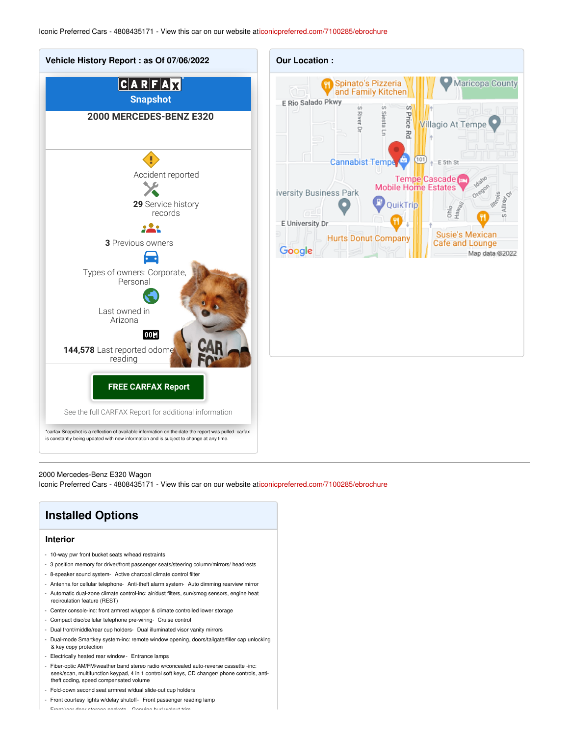Iconic Preferred Cars - 4808435171 - View this car on our website aticonicpreferred.com/7100285/ebrochure

## Vehicle History Report : as Of 07/06/2022

CARFAX Snapshot

**2000 MERCEDES-BENZ E320**

Accident reported

**29** Service history records

**3** Previous owners

Types of owners: Corporate, Personal

Last owned in Arizona

**144,578** Last reported odometer reading

**FREE CARFAX Report**

See the full CARFAX Report for additional information

*carfax Snapshot is a reflection of available information on the date the report was pulled. carfax is constantly being updated with new information and is subject to change at any time.

## Our Location :

Spinato's Pizzeria and Family Kitchen, Maricopa County, E Rio Salado Pkwy, S River Dr, S Siesta Ln, S Price Rd, Villagio At Tempe, Cannabist Tempe, 101, E 5th St, Tempe Cascade Mobile Home Estates, iversity Business Park, QuikTrip, Idaho, Oregon, Ohio, Hawaii, Illinois, S Alfred Dr, E University Dr, Hurts Donut Company, Susie's Mexican Cafe and Lounge, Google, Map data ©2022

---

2000 Mercedes-Benz E320 Wagon
Iconic Preferred Cars - 4808435171 - View this car on our website aticonicpreferred.com/7100285/ebrochure

## Installed Options

### Interior

- 10-way pwr front bucket seats w/head restraints
- 3 position memory for driver/front passenger seats/steering column/mirrors/ headrests
- 8-speaker sound system- Active charcoal climate control filter
- Antenna for cellular telephone- Anti-theft alarm system- Auto dimming rearview mirror
- Automatic dual-zone climate control-inc: air/dust filters, sun/smog sensors, engine heat recirculation feature (REST)
- Center console-inc: front armrest w/upper & climate controlled lower storage
- Compact disc/cellular telephone pre-wiring- Cruise control
- Dual front/middle/rear cup holders- Dual illuminated visor vanity mirrors
- Dual-mode Smartkey system-inc: remote window opening, doors/tailgate/filler cap unlocking & key copy protection
- Electrically heated rear window - Entrance lamps
- Fiber-optic AM/FM/weather band stereo radio w/concealed auto-reverse cassette -inc: seek/scan, multifunction keypad, 4 in 1 control soft keys, CD changer/ phone controls, anti-theft coding, speed compensated volume
- Fold-down second seat armrest w/dual slide-out cup holders
- Front courtesy lights w/delay shutoff- Front passenger reading lamp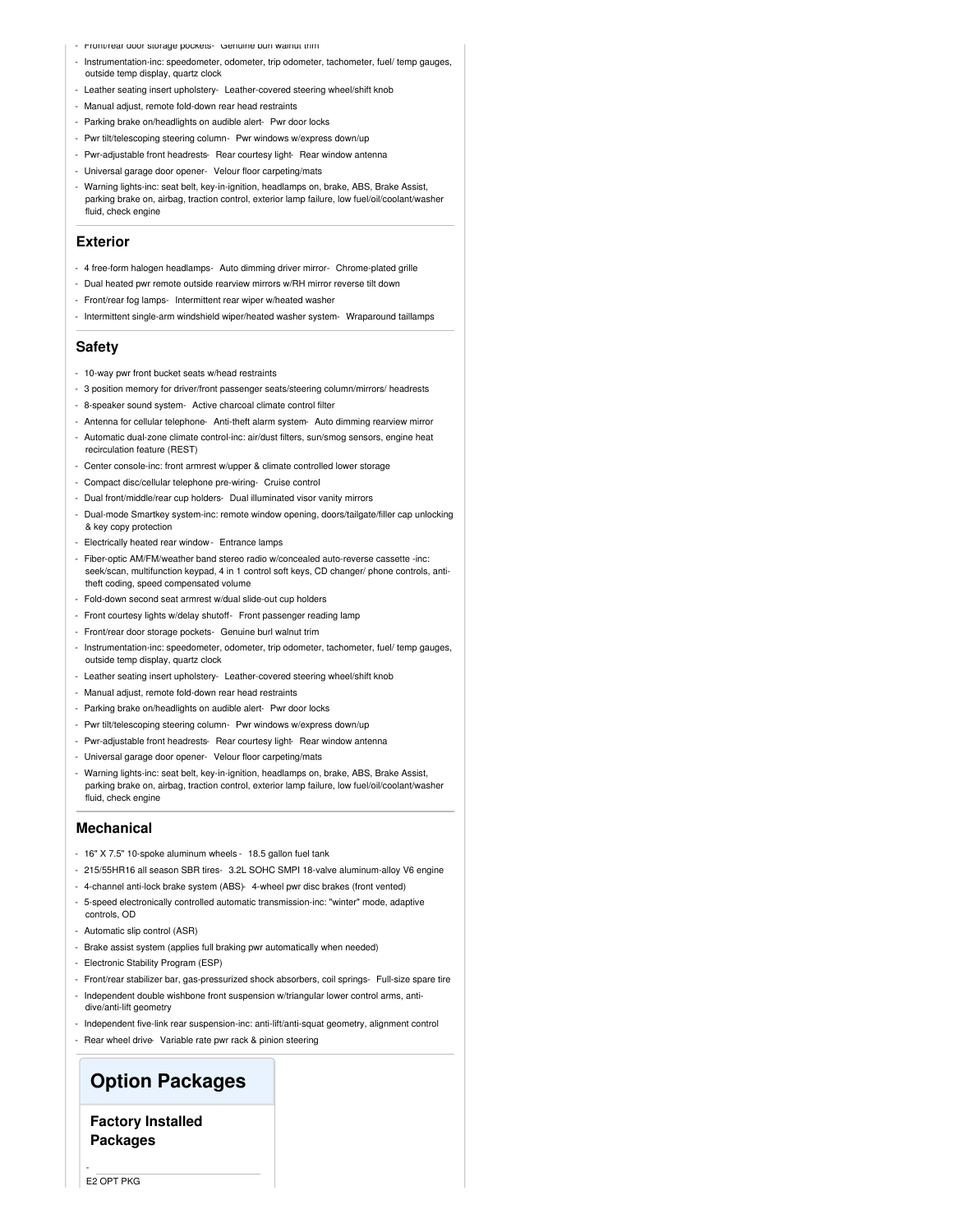- Front/rear door storage pockets- Genuine burl walnut trim
- Instrumentation-inc: speedometer, odometer, trip odometer, tachometer, fuel/ temp gauges, outside temp display, quartz clock
- Leather seating insert upholstery- Leather-covered steering wheel/shift knob
- Manual adjust, remote fold-down rear head restraints
- Parking brake on/headlights on audible alert- Pwr door locks
- Pwr tilt/telescoping steering column- Pwr windows w/express down/up
- Pwr-adjustable front headrests- Rear courtesy light- Rear window antenna
- Universal garage door opener- Velour floor carpeting/mats
- Warning lights-inc: seat belt, key-in-ignition, headlamps on, brake, ABS, Brake Assist, parking brake on, airbag, traction control, exterior lamp failure, low fuel/oil/coolant/washer fluid, check engine

## Exterior

- 4 free-form halogen headlamps- Auto dimming driver mirror- Chrome-plated grille
- Dual heated pwr remote outside rearview mirrors w/RH mirror reverse tilt down
- Front/rear fog lamps- Intermittent rear wiper w/heated washer
- Intermittent single-arm windshield wiper/heated washer system- Wraparound taillamps

## Safety

- 10-way pwr front bucket seats w/head restraints
- 3 position memory for driver/front passenger seats/steering column/mirrors/ headrests
- 8-speaker sound system- Active charcoal climate control filter
- Antenna for cellular telephone- Anti-theft alarm system- Auto dimming rearview mirror
- Automatic dual-zone climate control-inc: air/dust filters, sun/smog sensors, engine heat recirculation feature (REST)
- Center console-inc: front armrest w/upper & climate controlled lower storage
- Compact disc/cellular telephone pre-wiring- Cruise control
- Dual front/middle/rear cup holders- Dual illuminated visor vanity mirrors
- Dual-mode Smartkey system-inc: remote window opening, doors/tailgate/filler cap unlocking & key copy protection
- Electrically heated rear window- Entrance lamps
- Fiber-optic AM/FM/weather band stereo radio w/concealed auto-reverse cassette -inc: seek/scan, multifunction keypad, 4 in 1 control soft keys, CD changer/ phone controls, anti-theft coding, speed compensated volume
- Fold-down second seat armrest w/dual slide-out cup holders
- Front courtesy lights w/delay shutoff- Front passenger reading lamp
- Front/rear door storage pockets- Genuine burl walnut trim
- Instrumentation-inc: speedometer, odometer, trip odometer, tachometer, fuel/ temp gauges, outside temp display, quartz clock
- Leather seating insert upholstery- Leather-covered steering wheel/shift knob
- Manual adjust, remote fold-down rear head restraints
- Parking brake on/headlights on audible alert- Pwr door locks
- Pwr tilt/telescoping steering column- Pwr windows w/express down/up
- Pwr-adjustable front headrests- Rear courtesy light- Rear window antenna
- Universal garage door opener- Velour floor carpeting/mats
- Warning lights-inc: seat belt, key-in-ignition, headlamps on, brake, ABS, Brake Assist, parking brake on, airbag, traction control, exterior lamp failure, low fuel/oil/coolant/washer fluid, check engine

## Mechanical

- 16" X 7.5" 10-spoke aluminum wheels - 18.5 gallon fuel tank
- 215/55HR16 all season SBR tires- 3.2L SOHC SMPI 18-valve aluminum-alloy V6 engine
- 4-channel anti-lock brake system (ABS)- 4-wheel pwr disc brakes (front vented)
- 5-speed electronically controlled automatic transmission-inc: "winter" mode, adaptive controls, OD
- Automatic slip control (ASR)
- Brake assist system (applies full braking pwr automatically when needed)
- Electronic Stability Program (ESP)
- Front/rear stabilizer bar, gas-pressurized shock absorbers, coil springs- Full-size spare tire
- Independent double wishbone front suspension w/triangular lower control arms, anti-dive/anti-lift geometry
- Independent five-link rear suspension-inc: anti-lift/anti-squat geometry, alignment control
- Rear wheel drive- Variable rate pwr rack & pinion steering

# Option Packages

### Factory Installed Packages

-

E2 OPT PKG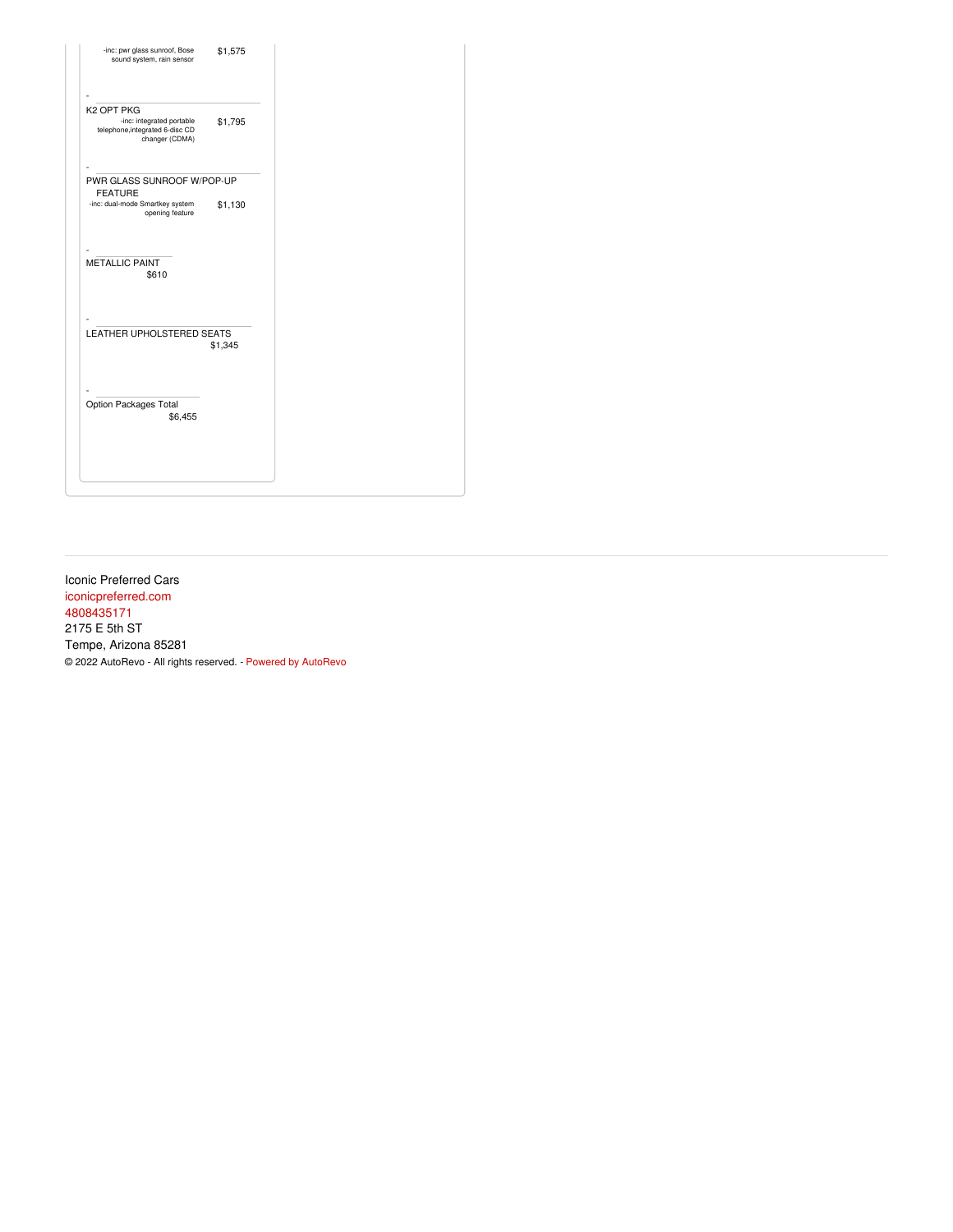-inc: pwr glass sunroof, Bose sound system, rain sensor $1,575

-

K2 OPT PKG

-inc: integrated portable telephone,integrated 6-disc CD changer (CDMA) $1,795

-

PWR GLASS SUNROOF W/POP-UP FEATURE

-inc: dual-mode Smartkey system opening feature $1,130

-

METALLIC PAINT

$610

-

LEATHER UPHOLSTERED SEATS

$1,345

-

Option Packages Total

$6,455

Iconic Preferred Cars
iconicpreferred.com
4808435171
2175 E 5th ST
Tempe, Arizona 85281
© 2022 AutoRevo - All rights reserved. - Powered by AutoRevo